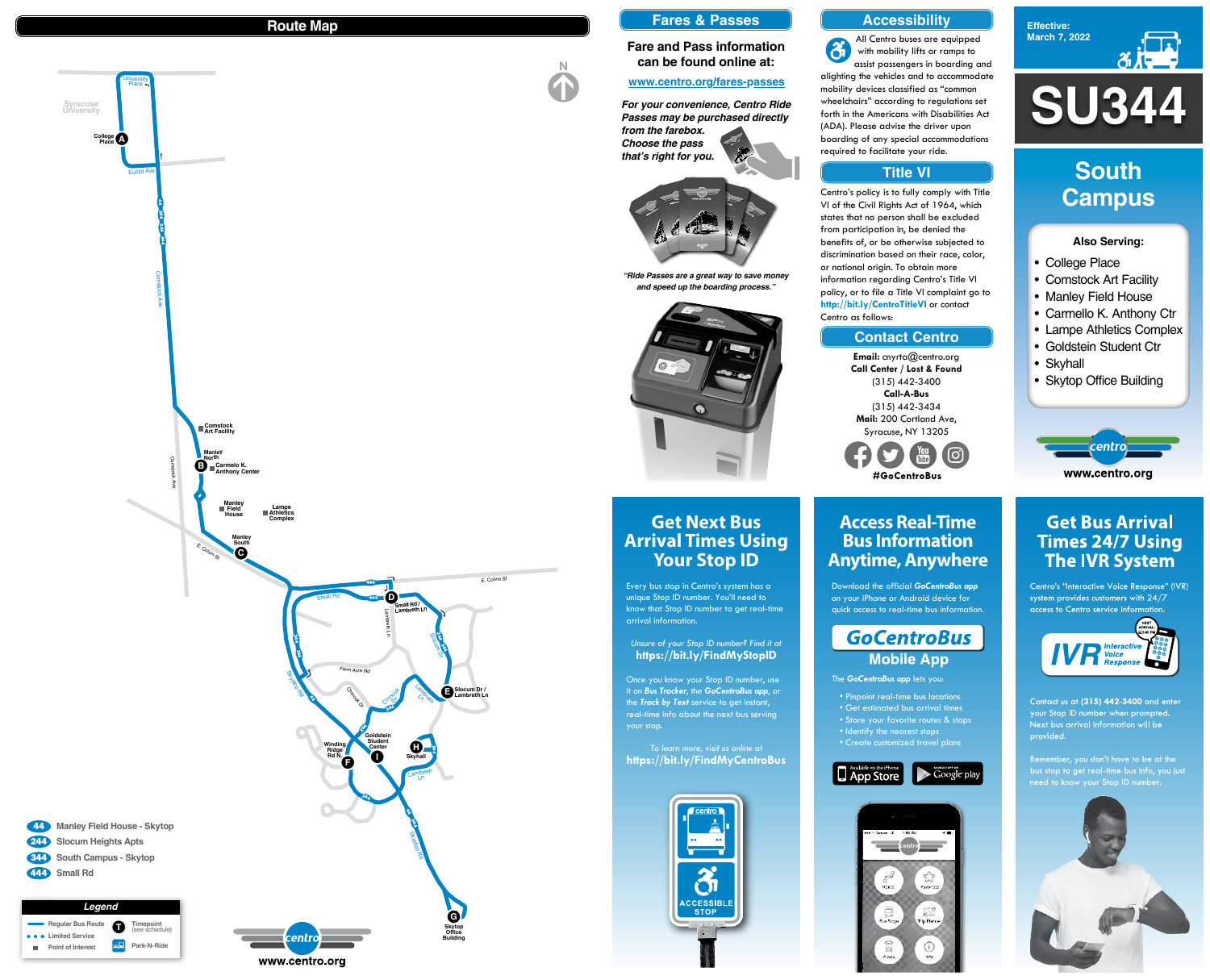## Route Map

- **44** Manley Field House - Skytop
- **244** Slocum Heights Apts
- **344** South Campus - Skytop
- **444** Small Rd

Stops:
- A — College Place
- B — Manley North / Carmello K. Anthony Center
- C — Manley South
- D — Small Rd / Lambreth Ln
- E — Slocum Dr / Lambreth Ln
- F — Winding Ridge Rd N
- G — Skytop Office Building
- H — Skyhall
- I — Goldstein Student Center

Points of interest: Comstock Art Facility, Manley Field House, Lampe Athletics Complex

**Legend**
- Regular Bus Route
- Limited Service
- Point of Interest
- T Timepoint (see schedule)
- Park-N-Ride

www.centro.org

## Fares & Passes

Fare and Pass information can be found online at:

www.centro.org/fares-passes

*For your convenience, Centro Ride Passes may be purchased directly from the farebox. Choose the pass that's right for you.*

*"Ride Passes are a great way to save money and speed up the boarding process."*

## Accessibility

All Centro buses are equipped with mobility lifts or ramps to assist passengers in boarding and alighting the vehicles and to accommodate mobility devices classified as "common wheelchairs" according to regulations set forth in the Americans with Disabilities Act (ADA). Please advise the driver upon boarding of any special accommodations required to facilitate your ride.

## Title VI

Centro's policy is to fully comply with Title VI of the Civil Rights Act of 1964, which states that no person shall be excluded from participation in, be denied the benefits of, or be otherwise subjected to discrimination based on their race, color, or national origin. To obtain more information regarding Centro's Title VI policy, or to file a Title VI complaint go to http://bit.ly/CentroTitleVI or contact Centro as follows:

## Contact Centro

**Email:** cnyrta@centro.org
**Call Center / Lost & Found**
(315) 442-3400
**Call-A-Bus**
(315) 442-3434
**Mail:** 200 Cortland Ave, Syracuse, NY 13205

#GoCentroBus

Effective: March 7, 2022

# SU344

# South Campus

**Also Serving:**
- College Place
- Comstock Art Facility
- Manley Field House
- Carmello K. Anthony Ctr
- Lampe Athletics Complex
- Goldstein Student Ctr
- Skyhall
- Skytop Office Building

www.centro.org

## Get Next Bus Arrival Times Using Your Stop ID

Every bus stop in Centro's system has a unique Stop ID number. You'll need to know that Stop ID number to get real-time arrival information.

*Unsure of your Stop ID number? Find it at*
**https://bit.ly/FindMyStopID**

Once you know your Stop ID number, use it on ***Bus Tracker***, the ***GoCentroBus app***, or the ***Track by Text*** service to get instant, real-time info about the next bus serving your stop.

*To learn more, visit us online at*
**https://bit.ly/FindMyCentroBus**

ACCESSIBLE STOP

## Access Real-Time Bus Information Anytime, Anywhere

Download the official ***GoCentroBus app*** on your iPhone or Android device for quick access to real-time bus information.

**GoCentroBus Mobile App**

The ***GoCentroBus app*** lets you:

- Pinpoint real-time bus locations
- Get estimated bus arrival times
- Store your favorite routes & stops
- Identify the nearest stops
- Create customized travel plans

App Store · Google play

## Get Bus Arrival Times 24/7 Using The IVR System

Centro's "Interactive Voice Response" (IVR) system provides customers with 24/7 access to Centro service information.

**IVR** Interactive Voice Response

Contact us at **(315) 442-3400** and enter your Stop ID number when prompted. Next bus arrival information will be provided.

Remember, you don't have to be at the bus stop to get real-time bus info, you just need to know your Stop ID number.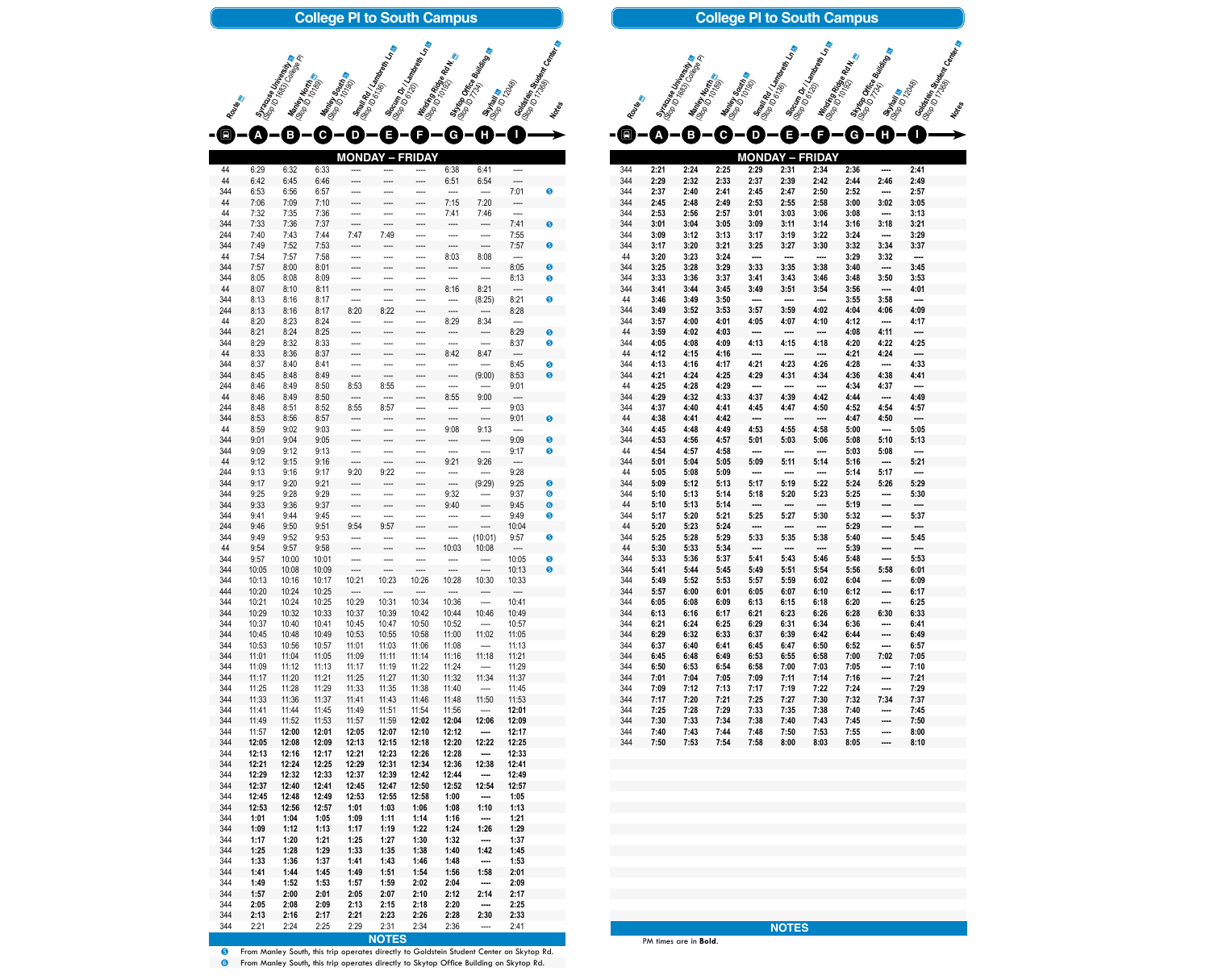## College Pl to South Campus

**MONDAY – FRIDAY**

| Route | A: Syracuse University (Stop ID 1683) College Pl | B: Manley North (Stop ID 10189) | C: Manley South (Stop ID 10190) | D: Small Rd / Lambreth Ln (Stop ID 6136) | E: Slocum Dr / Lambreth Ln (Stop ID 6120) | F: Winding Ridge Rd N. (Stop ID 10192) | G: Skytop Office Building (Stop ID 7734) | H: Skyhall (Stop ID 12048) | I: Goldstein Student Center (Stop ID 17368) | Notes |
|---|---|---|---|---|---|---|---|---|---|---|
| 44 | 6:29 | 6:32 | 6:33 | ---- | ---- | ---- | 6:38 | 6:41 | ---- | |
| 44 | 6:42 | 6:45 | 6:46 | ---- | ---- | ---- | 6:51 | 6:54 | ---- | |
| 344 | 6:53 | 6:56 | 6:57 | ---- | ---- | ---- | ---- | ---- | 7:01 | 5 |
| 44 | 7:06 | 7:09 | 7:10 | ---- | ---- | ---- | 7:15 | 7:20 | ---- | |
| 44 | 7:32 | 7:35 | 7:36 | ---- | ---- | ---- | 7:41 | 7:46 | ---- | |
| 344 | 7:33 | 7:36 | 7:37 | ---- | ---- | ---- | ---- | ---- | 7:41 | 5 |
| 244 | 7:40 | 7:43 | 7:44 | 7:47 | 7:49 | ---- | ---- | ---- | 7:55 | |
| 344 | 7:49 | 7:52 | 7:53 | ---- | ---- | ---- | ---- | ---- | 7:57 | 5 |
| 44 | 7:54 | 7:57 | 7:58 | ---- | ---- | ---- | 8:03 | 8:08 | ---- | |
| 344 | 7:57 | 8:00 | 8:01 | ---- | ---- | ---- | ---- | ---- | 8:05 | 5 |
| 344 | 8:05 | 8:08 | 8:09 | ---- | ---- | ---- | ---- | ---- | 8:13 | 5 |
| 44 | 8:07 | 8:10 | 8:11 | ---- | ---- | ---- | 8:16 | 8:21 | ---- | |
| 344 | 8:13 | 8:16 | 8:17 | ---- | ---- | ---- | ---- | (8:25) | 8:21 | 5 |
| 244 | 8:13 | 8:16 | 8:17 | 8:20 | 8:22 | ---- | ---- | ---- | 8:28 | |
| 44 | 8:20 | 8:23 | 8:24 | ---- | ---- | ---- | 8:29 | 8:34 | ---- | |
| 344 | 8:21 | 8:24 | 8:25 | ---- | ---- | ---- | ---- | ---- | 8:29 | 5 |
| 344 | 8:29 | 8:32 | 8:33 | ---- | ---- | ---- | ---- | ---- | 8:37 | 5 |
| 44 | 8:33 | 8:36 | 8:37 | ---- | ---- | ---- | 8:42 | 8:47 | ---- | |
| 344 | 8:37 | 8:40 | 8:41 | ---- | ---- | ---- | ---- | ---- | 8:45 | 5 |
| 344 | 8:45 | 8:48 | 8:49 | ---- | ---- | ---- | ---- | (9:00) | 8:53 | 5 |
| 244 | 8:46 | 8:49 | 8:50 | 8:53 | 8:55 | ---- | ---- | ---- | 9:01 | |
| 44 | 8:46 | 8:49 | 8:50 | ---- | ---- | ---- | 8:55 | 9:00 | ---- | |
| 244 | 8:48 | 8:51 | 8:52 | 8:55 | 8:57 | ---- | ---- | ---- | 9:03 | |
| 344 | 8:53 | 8:56 | 8:57 | ---- | ---- | ---- | ---- | ---- | 9:01 | 5 |
| 44 | 8:59 | 9:02 | 9:03 | ---- | ---- | ---- | 9:08 | 9:13 | ---- | |
| 344 | 9:01 | 9:04 | 9:05 | ---- | ---- | ---- | ---- | ---- | 9:09 | 5 |
| 344 | 9:09 | 9:12 | 9:13 | ---- | ---- | ---- | ---- | ---- | 9:17 | 5 |
| 44 | 9:12 | 9:15 | 9:16 | ---- | ---- | ---- | 9:21 | 9:26 | ---- | |
| 244 | 9:13 | 9:16 | 9:17 | 9:20 | 9:22 | ---- | ---- | ---- | 9:28 | |
| 344 | 9:17 | 9:20 | 9:21 | ---- | ---- | ---- | ---- | (9:29) | 9:25 | 5 |
| 344 | 9:25 | 9:28 | 9:29 | ---- | ---- | ---- | 9:32 | ---- | 9:37 | 6 |
| 344 | 9:33 | 9:36 | 9:37 | ---- | ---- | ---- | 9:40 | ---- | 9:45 | 6 |
| 344 | 9:41 | 9:44 | 9:45 | ---- | ---- | ---- | ---- | ---- | 9:49 | 5 |
| 244 | 9:46 | 9:50 | 9:51 | 9:54 | 9:57 | ---- | ---- | ---- | 10:04 | |
| 344 | 9:49 | 9:52 | 9:53 | ---- | ---- | ---- | ---- | (10:01) | 9:57 | 5 |
| 44 | 9:54 | 9:57 | 9:58 | ---- | ---- | ---- | 10:03 | 10:08 | ---- | |
| 344 | 9:57 | 10:00 | 10:01 | ---- | ---- | ---- | ---- | ---- | 10:05 | 5 |
| 344 | 10:05 | 10:08 | 10:09 | ---- | ---- | ---- | ---- | ---- | 10:13 | 5 |
| 344 | 10:13 | 10:16 | 10:17 | 10:21 | 10:23 | 10:26 | 10:28 | 10:30 | 10:33 | |
| 444 | 10:20 | 10:24 | 10:25 | ---- | ---- | ---- | ---- | ---- | ---- | |
| 344 | 10:21 | 10:24 | 10:25 | 10:29 | 10:31 | 10:34 | 10:36 | ---- | 10:41 | |
| 344 | 10:29 | 10:32 | 10:33 | 10:37 | 10:39 | 10:42 | 10:44 | 10:46 | 10:49 | |
| 344 | 10:37 | 10:40 | 10:41 | 10:45 | 10:47 | 10:50 | 10:52 | ---- | 10:57 | |
| 344 | 10:45 | 10:48 | 10:49 | 10:53 | 10:55 | 10:58 | 11:00 | 11:02 | 11:05 | |
| 344 | 10:53 | 10:56 | 10:57 | 11:01 | 11:03 | 11:06 | 11:08 | ---- | 11:13 | |
| 344 | 11:01 | 11:04 | 11:05 | 11:09 | 11:11 | 11:14 | 11:16 | 11:18 | 11:21 | |
| 344 | 11:09 | 11:12 | 11:13 | 11:17 | 11:19 | 11:22 | 11:24 | ---- | 11:29 | |
| 344 | 11:17 | 11:20 | 11:21 | 11:25 | 11:27 | 11:30 | 11:32 | 11:34 | 11:37 | |
| 344 | 11:25 | 11:28 | 11:29 | 11:33 | 11:35 | 11:38 | 11:40 | ---- | 11:45 | |
| 344 | 11:33 | 11:36 | 11:37 | 11:41 | 11:43 | 11:46 | 11:48 | 11:50 | 11:53 | |
| 344 | 11:41 | 11:44 | 11:45 | 11:49 | 11:51 | 11:54 | 11:56 | ---- | **12:01** | |
| 344 | 11:49 | 11:52 | 11:53 | 11:57 | 11:59 | **12:02** | **12:04** | **12:06** | **12:09** | |
| 344 | 11:57 | **12:00** | **12:01** | **12:05** | **12:07** | **12:10** | **12:12** | ---- | **12:17** | |
| 344 | **12:05** | **12:08** | **12:09** | **12:13** | **12:15** | **12:18** | **12:20** | **12:22** | **12:25** | |
| 344 | **12:13** | **12:16** | **12:17** | **12:21** | **12:23** | **12:26** | **12:28** | ---- | **12:33** | |
| 344 | **12:21** | **12:24** | **12:25** | **12:29** | **12:31** | **12:34** | **12:36** | **12:38** | **12:41** | |
| 344 | **12:29** | **12:32** | **12:33** | **12:37** | **12:39** | **12:42** | **12:44** | ---- | **12:49** | |
| 344 | **12:37** | **12:40** | **12:41** | **12:45** | **12:47** | **12:50** | **12:52** | **12:54** | **12:57** | |
| 344 | **12:45** | **12:48** | **12:49** | **12:53** | **12:55** | **12:58** | **1:00** | ---- | **1:05** | |
| 344 | **12:53** | **12:56** | **12:57** | **1:01** | **1:03** | **1:06** | **1:08** | **1:10** | **1:13** | |
| 344 | **1:01** | **1:04** | **1:05** | **1:09** | **1:11** | **1:14** | **1:16** | ---- | **1:21** | |
| 344 | **1:09** | **1:12** | **1:13** | **1:17** | **1:19** | **1:22** | **1:24** | **1:26** | **1:29** | |
| 344 | **1:17** | **1:20** | **1:21** | **1:25** | **1:27** | **1:30** | **1:32** | ---- | **1:37** | |
| 344 | **1:25** | **1:28** | **1:29** | **1:33** | **1:35** | **1:38** | **1:40** | **1:42** | **1:45** | |
| 344 | **1:33** | **1:36** | **1:37** | **1:41** | **1:43** | **1:46** | **1:48** | ---- | **1:53** | |
| 344 | **1:41** | **1:44** | **1:45** | **1:49** | **1:51** | **1:54** | **1:56** | **1:58** | **2:01** | |
| 344 | **1:49** | **1:52** | **1:53** | **1:57** | **1:59** | **2:02** | **2:04** | ---- | **2:09** | |
| 344 | **1:57** | **2:00** | **2:01** | **2:05** | **2:07** | **2:10** | **2:12** | **2:14** | **2:17** | |
| 344 | **2:05** | **2:08** | **2:09** | **2:13** | **2:15** | **2:18** | **2:20** | ---- | **2:25** | |
| 344 | **2:13** | **2:16** | **2:17** | **2:21** | **2:23** | **2:26** | **2:28** | **2:30** | **2:33** | |
| 344 | 2:21 | 2:24 | 2:25 | 2:29 | 2:31 | 2:34 | 2:36 | ---- | 2:41 | |

### NOTES

5 From Manley South, this trip operates directly to Goldstein Student Center on Skytop Rd.

6 From Manley South, this trip operates directly to Skytop Office Building on Skytop Rd.

## College Pl to South Campus

**MONDAY – FRIDAY**

| Route | A: Syracuse University (Stop ID 1683) College Pl | B: Manley North (Stop ID 10189) | C: Manley South (Stop ID 10190) | D: Small Rd / Lambreth Ln (Stop ID 6136) | E: Slocum Dr / Lambreth Ln (Stop ID 6120) | F: Winding Ridge Rd N. (Stop ID 10192) | G: Skytop Office Building (Stop ID 7734) | H: Skyhall (Stop ID 12048) | I: Goldstein Student Center (Stop ID 17368) | Notes |
|---|---|---|---|---|---|---|---|---|---|---|
| 344 | **2:21** | **2:24** | **2:25** | **2:29** | **2:31** | **2:34** | **2:36** | ---- | **2:41** | |
| 344 | **2:29** | **2:32** | **2:33** | **2:37** | **2:39** | **2:42** | **2:44** | **2:46** | **2:49** | |
| 344 | **2:37** | **2:40** | **2:41** | **2:45** | **2:47** | **2:50** | **2:52** | ---- | **2:57** | |
| 344 | **2:45** | **2:48** | **2:49** | **2:53** | **2:55** | **2:58** | **3:00** | **3:02** | **3:05** | |
| 344 | **2:53** | **2:56** | **2:57** | **3:01** | **3:03** | **3:06** | **3:08** | ---- | **3:13** | |
| 344 | **3:01** | **3:04** | **3:05** | **3:09** | **3:11** | **3:14** | **3:16** | **3:18** | **3:21** | |
| 344 | **3:09** | **3:12** | **3:13** | **3:17** | **3:19** | **3:22** | **3:24** | ---- | **3:29** | |
| 344 | **3:17** | **3:20** | **3:21** | **3:25** | **3:27** | **3:30** | **3:32** | **3:34** | **3:37** | |
| 44 | **3:20** | **3:23** | **3:24** | ---- | ---- | ---- | **3:29** | **3:32** | ---- | |
| 344 | **3:25** | **3:28** | **3:29** | **3:33** | **3:35** | **3:38** | **3:40** | ---- | **3:45** | |
| 344 | **3:33** | **3:36** | **3:37** | **3:41** | **3:43** | **3:46** | **3:48** | **3:50** | **3:53** | |
| 344 | **3:41** | **3:44** | **3:45** | **3:49** | **3:51** | **3:54** | **3:56** | ---- | **4:01** | |
| 44 | **3:46** | **3:49** | **3:50** | ---- | ---- | ---- | **3:55** | **3:58** | ---- | |
| 344 | **3:49** | **3:52** | **3:53** | **3:57** | **3:59** | **4:02** | **4:04** | **4:06** | **4:09** | |
| 344 | **3:57** | **4:00** | **4:01** | **4:05** | **4:07** | **4:10** | **4:12** | ---- | **4:17** | |
| 44 | **3:59** | **4:02** | **4:03** | ---- | ---- | ---- | **4:08** | **4:11** | ---- | |
| 344 | **4:05** | **4:08** | **4:09** | **4:13** | **4:15** | **4:18** | **4:20** | **4:22** | **4:25** | |
| 44 | **4:12** | **4:15** | **4:16** | ---- | ---- | ---- | **4:21** | **4:24** | ---- | |
| 344 | **4:13** | **4:16** | **4:17** | **4:21** | **4:23** | **4:26** | **4:28** | ---- | **4:33** | |
| 344 | **4:21** | **4:24** | **4:25** | **4:29** | **4:31** | **4:34** | **4:36** | **4:38** | **4:41** | |
| 44 | **4:25** | **4:28** | **4:29** | ---- | ---- | ---- | **4:34** | **4:37** | ---- | |
| 344 | **4:29** | **4:32** | **4:33** | **4:37** | **4:39** | **4:42** | **4:44** | ---- | **4:49** | |
| 344 | **4:37** | **4:40** | **4:41** | **4:45** | **4:47** | **4:50** | **4:52** | **4:54** | **4:57** | |
| 44 | **4:38** | **4:41** | **4:42** | ---- | ---- | ---- | **4:47** | **4:50** | ---- | |
| 344 | **4:45** | **4:48** | **4:49** | **4:53** | **4:55** | **4:58** | **5:00** | ---- | **5:05** | |
| 344 | **4:53** | **4:56** | **4:57** | **5:01** | **5:03** | **5:06** | **5:08** | **5:10** | **5:13** | |
| 44 | **4:54** | **4:57** | **4:58** | ---- | ---- | ---- | **5:03** | **5:08** | ---- | |
| 344 | **5:01** | **5:04** | **5:05** | **5:09** | **5:11** | **5:14** | **5:16** | ---- | **5:21** | |
| 44 | **5:05** | **5:08** | **5:09** | ---- | ---- | ---- | **5:14** | **5:17** | ---- | |
| 344 | **5:09** | **5:12** | **5:13** | **5:17** | **5:19** | **5:22** | **5:24** | **5:26** | **5:29** | |
| 344 | **5:10** | **5:13** | **5:14** | **5:18** | **5:20** | **5:23** | **5:25** | ---- | **5:30** | |
| 44 | **5:10** | **5:13** | **5:14** | ---- | ---- | ---- | **5:19** | ---- | ---- | |
| 344 | **5:17** | **5:20** | **5:21** | **5:25** | **5:27** | **5:30** | **5:32** | ---- | **5:37** | |
| 44 | **5:20** | **5:23** | **5:24** | ---- | ---- | ---- | **5:29** | ---- | ---- | |
| 344 | **5:25** | **5:28** | **5:29** | **5:33** | **5:35** | **5:38** | **5:40** | ---- | **5:45** | |
| 44 | **5:30** | **5:33** | **5:34** | ---- | ---- | ---- | **5:39** | ---- | ---- | |
| 344 | **5:33** | **5:36** | **5:37** | **5:41** | **5:43** | **5:46** | **5:48** | ---- | **5:53** | |
| 344 | **5:41** | **5:44** | **5:45** | **5:49** | **5:51** | **5:54** | **5:56** | **5:58** | **6:01** | |
| 344 | **5:49** | **5:52** | **5:53** | **5:57** | **5:59** | **6:02** | **6:04** | ---- | **6:09** | |
| 344 | **5:57** | **6:00** | **6:01** | **6:05** | **6:07** | **6:10** | **6:12** | ---- | **6:17** | |
| 344 | **6:05** | **6:08** | **6:09** | **6:13** | **6:15** | **6:18** | **6:20** | ---- | **6:25** | |
| 344 | **6:13** | **6:16** | **6:17** | **6:21** | **6:23** | **6:26** | **6:28** | **6:30** | **6:33** | |
| 344 | **6:21** | **6:24** | **6:25** | **6:29** | **6:31** | **6:34** | **6:36** | ---- | **6:41** | |
| 344 | **6:29** | **6:32** | **6:33** | **6:37** | **6:39** | **6:42** | **6:44** | ---- | **6:49** | |
| 344 | **6:37** | **6:40** | **6:41** | **6:45** | **6:47** | **6:50** | **6:52** | ---- | **6:57** | |
| 344 | **6:45** | **6:48** | **6:49** | **6:53** | **6:55** | **6:58** | **7:00** | **7:02** | **7:05** | |
| 344 | **6:50** | **6:53** | **6:54** | **6:58** | **7:00** | **7:03** | **7:05** | ---- | **7:10** | |
| 344 | **7:01** | **7:04** | **7:05** | **7:09** | **7:11** | **7:14** | **7:16** | ---- | **7:21** | |
| 344 | **7:09** | **7:12** | **7:13** | **7:17** | **7:19** | **7:22** | **7:24** | ---- | **7:29** | |
| 344 | **7:17** | **7:20** | **7:21** | **7:25** | **7:27** | **7:30** | **7:32** | **7:34** | **7:37** | |
| 344 | **7:25** | **7:28** | **7:29** | **7:33** | **7:35** | **7:38** | **7:40** | ---- | **7:45** | |
| 344 | **7:30** | **7:33** | **7:34** | **7:38** | **7:40** | **7:43** | **7:45** | ---- | **7:50** | |
| 344 | **7:40** | **7:43** | **7:44** | **7:48** | **7:50** | **7:53** | **7:55** | ---- | **8:00** | |
| 344 | **7:50** | **7:53** | **7:54** | **7:58** | **8:00** | **8:03** | **8:05** | ---- | **8:10** | |

### NOTES

PM times are in **Bold**.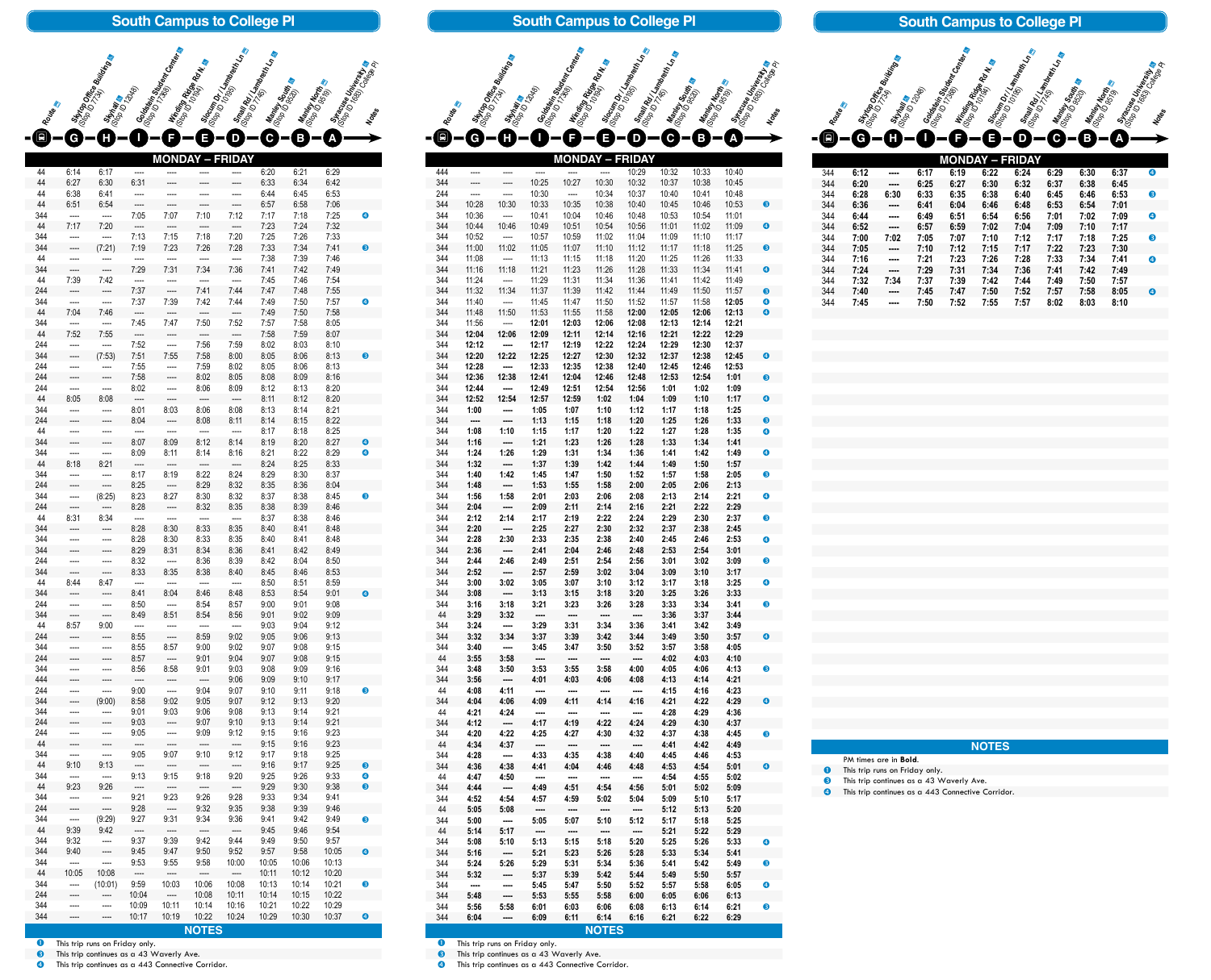## South Campus to College Pl

### MONDAY – FRIDAY

| Route | G Skytop Office Building (Stop ID 7734) | H Skyhall (Stop ID 12048) | I Goldstein Student Center (Stop ID 17368) | F Winding Ridge Rd N. (Stop ID 10194) | E Slocum Dr / Lambreth Ln (Stop ID 10195) | D Small Rd / Lambreth Ln (Stop ID 7745) | C Manley South (Stop ID 9520) | B Manley North (Stop ID 9519) | A Syracuse University (Stop ID 1683) College Pl | Notes |
|---|---|---|---|---|---|---|---|---|---|---|
| 44 | 6:14 | 6:17 | ---- | ---- | ---- | ---- | 6:20 | 6:21 | 6:29 | |
| 44 | 6:27 | 6:30 | 6:31 | ---- | ---- | ---- | 6:33 | 6:34 | 6:42 | |
| 44 | 6:38 | 6:41 | ---- | ---- | ---- | ---- | 6:44 | 6:45 | 6:53 | |
| 44 | 6:51 | 6:54 | ---- | ---- | ---- | ---- | 6:57 | 6:58 | 7:06 | |
| 344 | ---- | ---- | 7:05 | 7:07 | 7:10 | 7:12 | 7:17 | 7:18 | 7:25 | 4 |
| 44 | 7:17 | 7:20 | ---- | ---- | ---- | ---- | 7:23 | 7:24 | 7:32 | |
| 344 | ---- | ---- | 7:13 | 7:15 | 7:18 | 7:20 | 7:25 | 7:26 | 7:33 | |
| 344 | ---- | (7:21) | 7:19 | 7:23 | 7:26 | 7:28 | 7:33 | 7:34 | 7:41 | 3 |
| 44 | ---- | ---- | ---- | ---- | ---- | ---- | 7:38 | 7:39 | 7:46 | |
| 344 | ---- | ---- | 7:29 | 7:31 | 7:34 | 7:36 | 7:41 | 7:42 | 7:49 | |
| 44 | 7:39 | 7:42 | ---- | ---- | ---- | ---- | 7:45 | 7:46 | 7:54 | |
| 244 | ---- | ---- | 7:37 | ---- | 7:41 | 7:44 | 7:47 | 7:48 | 7:55 | |
| 344 | ---- | ---- | 7:37 | 7:39 | 7:42 | 7:44 | 7:49 | 7:50 | 7:57 | 4 |
| 44 | 7:04 | 7:46 | ---- | ---- | ---- | ---- | 7:49 | 7:50 | 7:58 | |
| 344 | ---- | ---- | 7:45 | 7:47 | 7:50 | 7:52 | 7:57 | 7:58 | 8:05 | |
| 44 | 7:52 | 7:55 | ---- | ---- | ---- | ---- | 7:58 | 7:59 | 8:07 | |
| 244 | ---- | ---- | 7:52 | ---- | 7:56 | 7:59 | 8:02 | 8:03 | 8:10 | |
| 344 | ---- | (7:53) | 7:51 | 7:55 | 7:58 | 8:00 | 8:05 | 8:06 | 8:13 | 3 |
| 244 | ---- | ---- | 7:55 | ---- | 7:59 | 8:02 | 8:05 | 8:06 | 8:13 | |
| 244 | ---- | ---- | 7:58 | ---- | 8:02 | 8:05 | 8:08 | 8:09 | 8:16 | |
| 244 | ---- | ---- | 8:02 | ---- | 8:06 | 8:09 | 8:12 | 8:13 | 8:20 | |
| 44 | 8:05 | 8:08 | ---- | ---- | ---- | ---- | 8:11 | 8:12 | 8:20 | |
| 344 | ---- | ---- | 8:01 | 8:03 | 8:06 | 8:08 | 8:13 | 8:14 | 8:21 | |
| 244 | ---- | ---- | 8:04 | ---- | 8:08 | 8:11 | 8:14 | 8:15 | 8:22 | |
| 44 | ---- | ---- | ---- | ---- | ---- | ---- | 8:17 | 8:18 | 8:25 | |
| 344 | ---- | ---- | 8:07 | 8:09 | 8:12 | 8:14 | 8:19 | 8:20 | 8:27 | 4 |
| 344 | ---- | ---- | 8:09 | 8:11 | 8:14 | 8:16 | 8:21 | 8:22 | 8:29 | 4 |
| 44 | 8:18 | 8:21 | ---- | ---- | ---- | ---- | 8:24 | 8:25 | 8:33 | |
| 344 | ---- | ---- | 8:17 | 8:19 | 8:22 | 8:24 | 8:29 | 8:30 | 8:37 | |
| 244 | ---- | ---- | 8:25 | ---- | 8:29 | 8:32 | 8:35 | 8:36 | 8:04 | |
| 344 | ---- | (8:25) | 8:23 | 8:27 | 8:30 | 8:32 | 8:37 | 8:38 | 8:45 | 3 |
| 244 | ---- | ---- | 8:28 | ---- | 8:32 | 8:35 | 8:38 | 8:39 | 8:46 | |
| 44 | 8:31 | 8:34 | ---- | ---- | ---- | ---- | 8:37 | 8:38 | 8:46 | |
| 344 | ---- | ---- | 8:28 | 8:30 | 8:33 | 8:35 | 8:40 | 8:41 | 8:48 | |
| 344 | ---- | ---- | 8:28 | 8:30 | 8:33 | 8:35 | 8:40 | 8:41 | 8:48 | |
| 344 | ---- | ---- | 8:29 | 8:31 | 8:34 | 8:36 | 8:41 | 8:42 | 8:49 | |
| 244 | ---- | ---- | 8:32 | ---- | 8:36 | 8:39 | 8:42 | 8:04 | 8:50 | |
| 344 | ---- | ---- | 8:33 | 8:35 | 8:38 | 8:40 | 8:45 | 8:46 | 8:53 | |
| 44 | 8:44 | 8:47 | ---- | ---- | ---- | ---- | 8:50 | 8:51 | 8:59 | |
| 344 | ---- | ---- | 8:41 | 8:04 | 8:46 | 8:48 | 8:53 | 8:54 | 9:01 | 4 |
| 244 | ---- | ---- | 8:50 | ---- | 8:54 | 8:57 | 9:00 | 9:01 | 9:08 | |
| 344 | ---- | ---- | 8:49 | 8:51 | 8:54 | 8:56 | 9:01 | 9:02 | 9:09 | |
| 44 | 8:57 | 9:00 | ---- | ---- | ---- | ---- | 9:03 | 9:04 | 9:12 | |
| 244 | ---- | ---- | 8:55 | ---- | 8:59 | 9:02 | 9:05 | 9:06 | 9:13 | |
| 344 | ---- | ---- | 8:55 | 8:57 | 9:00 | 9:02 | 9:07 | 9:08 | 9:15 | |
| 244 | ---- | ---- | 8:57 | ---- | 9:01 | 9:04 | 9:07 | 9:08 | 9:15 | |
| 344 | ---- | ---- | 8:56 | 8:58 | 9:01 | 9:03 | 9:08 | 9:09 | 9:16 | |
| 444 | ---- | ---- | ---- | ---- | ---- | 9:06 | 9:09 | 9:10 | 9:17 | |
| 244 | ---- | ---- | 9:00 | ---- | 9:04 | 9:07 | 9:10 | 9:11 | 9:18 | 3 |
| 344 | ---- | (9:00) | 8:58 | 9:02 | 9:05 | 9:07 | 9:12 | 9:13 | 9:20 | |
| 344 | ---- | ---- | 9:01 | 9:03 | 9:06 | 9:08 | 9:13 | 9:14 | 9:21 | |
| 244 | ---- | ---- | 9:03 | ---- | 9:07 | 9:10 | 9:13 | 9:14 | 9:21 | |
| 244 | ---- | ---- | 9:05 | ---- | 9:09 | 9:12 | 9:15 | 9:16 | 9:23 | |
| 44 | ---- | ---- | ---- | ---- | ---- | ---- | 9:15 | 9:16 | 9:23 | |
| 344 | ---- | ---- | 9:05 | 9:07 | 9:10 | 9:12 | 9:17 | 9:18 | 9:25 | |
| 44 | 9:10 | 9:13 | ---- | ---- | ---- | ---- | 9:16 | 9:17 | 9:25 | 3 |
| 344 | ---- | ---- | 9:13 | 9:15 | 9:18 | 9:20 | 9:25 | 9:26 | 9:33 | 4 |
| 44 | 9:23 | 9:26 | ---- | ---- | ---- | ---- | 9:29 | 9:30 | 9:38 | 3 |
| 344 | ---- | ---- | 9:21 | 9:23 | 9:26 | 9:28 | 9:33 | 9:34 | 9:41 | |
| 244 | ---- | ---- | 9:28 | ---- | 9:32 | 9:35 | 9:38 | 9:39 | 9:46 | |
| 344 | ---- | (9:29) | 9:27 | 9:31 | 9:34 | 9:36 | 9:41 | 9:42 | 9:49 | 3 |
| 44 | 9:39 | 9:42 | ---- | ---- | ---- | ---- | 9:45 | 9:46 | 9:54 | |
| 344 | 9:32 | ---- | 9:37 | 9:39 | 9:42 | 9:44 | 9:49 | 9:50 | 9:57 | |
| 344 | 9:40 | ---- | 9:45 | 9:47 | 9:50 | 9:52 | 9:57 | 9:58 | 10:05 | 4 |
| 344 | ---- | ---- | 9:53 | 9:55 | 9:58 | 10:00 | 10:05 | 10:06 | 10:13 | |
| 44 | 10:05 | 10:08 | ---- | ---- | ---- | ---- | 10:11 | 10:12 | 10:20 | |
| 344 | ---- | (10:01) | 9:59 | 10:03 | 10:06 | 10:08 | 10:13 | 10:14 | 10:21 | 3 |
| 244 | ---- | ---- | 10:04 | ---- | 10:08 | 10:11 | 10:14 | 10:15 | 10:22 | |
| 344 | ---- | ---- | 10:09 | 10:11 | 10:14 | 10:16 | 10:21 | 10:22 | 10:29 | |
| 344 | ---- | ---- | 10:17 | 10:19 | 10:22 | 10:24 | 10:29 | 10:30 | 10:37 | 4 |

#### NOTES

1. This trip runs on Friday only.
3. This trip continues as a 43 Waverly Ave.
4. This trip continues as a 443 Connective Corridor.

## South Campus to College Pl

### MONDAY – FRIDAY

| Route | G Skytop Office Building (Stop ID 7734) | H Skyhall (Stop ID 12048) | I Goldstein Student Center (Stop ID 17368) | F Winding Ridge Rd N. (Stop ID 10194) | E Slocum Dr / Lambreth Ln (Stop ID 10195) | D Small Rd / Lambreth Ln (Stop ID 7745) | C Manley South (Stop ID 9520) | B Manley North (Stop ID 9519) | A Syracuse University (Stop ID 1683) College Pl | Notes |
|---|---|---|---|---|---|---|---|---|---|---|
| 444 | ---- | ---- | ---- | ---- | ---- | 10:29 | 10:32 | 10:33 | 10:40 | |
| 344 | ---- | ---- | 10:25 | 10:27 | 10:30 | 10:32 | 10:37 | 10:38 | 10:45 | |
| 244 | ---- | ---- | 10:30 | ---- | 10:34 | 10:37 | 10:40 | 10:41 | 10:48 | |
| 344 | 10:28 | 10:30 | 10:33 | 10:35 | 10:38 | 10:40 | 10:45 | 10:46 | 10:53 | 3 |
| 344 | 10:36 | ---- | 10:41 | 10:04 | 10:46 | 10:48 | 10:53 | 10:54 | 11:01 | |
| 344 | 10:44 | 10:46 | 10:49 | 10:51 | 10:54 | 10:56 | 11:01 | 11:02 | 11:09 | 4 |
| 344 | 10:52 | ---- | 10:57 | 10:59 | 11:02 | 11:04 | 11:09 | 11:10 | 11:17 | |
| 344 | 11:00 | 11:02 | 11:05 | 11:07 | 11:10 | 11:12 | 11:17 | 11:18 | 11:25 | 3 |
| 344 | 11:08 | ---- | 11:13 | 11:15 | 11:18 | 11:20 | 11:25 | 11:26 | 11:33 | |
| 344 | 11:16 | 11:18 | 11:21 | 11:23 | 11:26 | 11:28 | 11:33 | 11:34 | 11:41 | 4 |
| 344 | 11:24 | ---- | 11:29 | 11:31 | 11:34 | 11:36 | 11:41 | 11:42 | 11:49 | |
| 344 | 11:32 | 11:34 | 11:37 | 11:39 | 11:42 | 11:44 | 11:49 | 11:50 | 11:57 | 3 |
| 344 | 11:40 | ---- | 11:45 | 11:47 | 11:50 | 11:52 | 11:57 | 11:58 | **12:05** | 4 |
| 344 | 11:48 | 11:50 | 11:53 | 11:55 | 11:58 | **12:00** | **12:05** | **12:06** | **12:13** | 4 |
| 344 | 11:56 | ---- | **12:01** | **12:03** | **12:06** | **12:08** | **12:13** | **12:14** | **12:21** | |
| 344 | **12:04** | **12:06** | **12:09** | **12:11** | **12:14** | **12:16** | **12:21** | **12:22** | **12:29** | |
| 344 | **12:12** | ---- | **12:17** | **12:19** | **12:22** | **12:24** | **12:29** | **12:30** | **12:37** | |
| 344 | **12:20** | **12:22** | **12:25** | **12:27** | **12:30** | **12:32** | **12:37** | **12:38** | **12:45** | 4 |
| 344 | **12:28** | ---- | **12:33** | **12:35** | **12:38** | **12:40** | **12:45** | **12:46** | **12:53** | |
| 344 | **12:36** | **12:38** | **12:41** | **12:04** | **12:46** | **12:48** | **12:53** | **12:54** | **1:01** | 3 |
| 344 | **12:44** | ---- | **12:49** | **12:51** | **12:54** | **12:56** | **1:01** | **1:02** | **1:09** | |
| 344 | **12:52** | **12:54** | **12:57** | **12:59** | **1:02** | **1:04** | **1:09** | **1:10** | **1:17** | 4 |
| 344 | **1:00** | ---- | **1:05** | **1:07** | **1:10** | **1:12** | **1:17** | **1:18** | **1:25** | |
| 344 | ---- | ---- | **1:13** | **1:15** | **1:18** | **1:20** | **1:25** | **1:26** | **1:33** | 3 |
| 344 | **1:08** | **1:10** | **1:15** | **1:17** | **1:20** | **1:22** | **1:27** | **1:28** | **1:35** | 4 |
| 344 | **1:16** | ---- | **1:21** | **1:23** | **1:26** | **1:28** | **1:33** | **1:34** | **1:41** | |
| 344 | **1:24** | **1:26** | **1:29** | **1:31** | **1:34** | **1:36** | **1:41** | **1:42** | **1:49** | 4 |
| 344 | **1:32** | ---- | **1:37** | **1:39** | **1:42** | **1:44** | **1:49** | **1:50** | **1:57** | |
| 344 | **1:40** | **1:42** | **1:45** | **1:47** | **1:50** | **1:52** | **1:57** | **1:58** | **2:05** | 3 |
| 344 | **1:48** | ---- | **1:53** | **1:55** | **1:58** | **2:00** | **2:05** | **2:06** | **2:13** | |
| 344 | **1:56** | **1:58** | **2:01** | **2:03** | **2:06** | **2:08** | **2:13** | **2:14** | **2:21** | 4 |
| 344 | **2:04** | ---- | **2:09** | **2:11** | **2:14** | **2:16** | **2:21** | **2:22** | **2:29** | |
| 344 | **2:12** | **2:14** | **2:17** | **2:19** | **2:22** | **2:24** | **2:29** | **2:30** | **2:37** | 3 |
| 344 | **2:20** | ---- | **2:25** | **2:27** | **2:30** | **2:32** | **2:37** | **2:38** | **2:45** | |
| 344 | **2:28** | **2:30** | **2:33** | **2:35** | **2:38** | **2:40** | **2:45** | **2:46** | **2:53** | 4 |
| 344 | **2:36** | ---- | **2:41** | **2:04** | **2:46** | **2:48** | **2:53** | **2:54** | **3:01** | |
| 344 | **2:44** | **2:46** | **2:49** | **2:51** | **2:54** | **2:56** | **3:01** | **3:02** | **3:09** | 3 |
| 344 | **2:52** | ---- | **2:57** | **2:59** | **3:02** | **3:04** | **3:09** | **3:10** | **3:17** | |
| 344 | **3:00** | **3:02** | **3:05** | **3:07** | **3:10** | **3:12** | **3:17** | **3:18** | **3:25** | 4 |
| 344 | **3:08** | ---- | **3:13** | **3:15** | **3:18** | **3:20** | **3:25** | **3:26** | **3:33** | |
| 344 | **3:16** | **3:18** | **3:21** | **3:23** | **3:26** | **3:28** | **3:33** | **3:34** | **3:41** | 3 |
| 44 | **3:29** | **3:32** | ---- | ---- | ---- | ---- | **3:36** | **3:37** | **3:44** | |
| 344 | **3:24** | ---- | **3:29** | **3:31** | **3:34** | **3:36** | **3:41** | **3:42** | **3:49** | |
| 344 | **3:32** | **3:34** | **3:37** | **3:39** | **3:42** | **3:44** | **3:49** | **3:50** | **3:57** | 4 |
| 344 | **3:40** | ---- | **3:45** | **3:47** | **3:50** | **3:52** | **3:57** | **3:58** | **4:05** | |
| 44 | **3:55** | **3:58** | ---- | ---- | ---- | ---- | **4:02** | **4:03** | **4:10** | |
| 344 | **3:48** | **3:50** | **3:53** | **3:55** | **3:58** | **4:00** | **4:05** | **4:06** | **4:13** | 3 |
| 344 | **3:56** | ---- | **4:01** | **4:03** | **4:06** | **4:08** | **4:13** | **4:14** | **4:21** | |
| 44 | **4:08** | **4:11** | ---- | ---- | ---- | ---- | **4:15** | **4:16** | **4:23** | |
| 344 | **4:04** | **4:06** | **4:09** | **4:11** | **4:14** | **4:16** | **4:21** | **4:22** | **4:29** | 4 |
| 44 | **4:21** | **4:24** | ---- | ---- | ---- | ---- | **4:28** | **4:29** | **4:36** | |
| 344 | **4:12** | ---- | **4:17** | **4:19** | **4:22** | **4:24** | **4:29** | **4:30** | **4:37** | |
| 344 | **4:20** | **4:22** | **4:25** | **4:27** | **4:30** | **4:32** | **4:37** | **4:38** | **4:45** | 3 |
| 44 | **4:34** | **4:37** | ---- | ---- | ---- | ---- | **4:41** | **4:42** | **4:49** | |
| 344 | **4:28** | ---- | **4:33** | **4:35** | **4:38** | **4:40** | **4:45** | **4:46** | **4:53** | |
| 344 | **4:36** | **4:38** | **4:41** | **4:04** | **4:46** | **4:48** | **4:53** | **4:54** | **5:01** | 4 |
| 44 | **4:47** | **4:50** | ---- | ---- | ---- | ---- | **4:54** | **4:55** | **5:02** | |
| 344 | **4:44** | ---- | **4:49** | **4:51** | **4:54** | **4:56** | **5:01** | **5:02** | **5:09** | |
| 344 | **4:52** | **4:54** | **4:57** | **4:59** | **5:02** | **5:04** | **5:09** | **5:10** | **5:17** | |
| 44 | **5:05** | **5:08** | ---- | ---- | ---- | ---- | **5:12** | **5:13** | **5:20** | |
| 344 | **5:00** | ---- | **5:05** | **5:07** | **5:10** | **5:12** | **5:17** | **5:18** | **5:25** | |
| 44 | **5:14** | **5:17** | ---- | ---- | ---- | ---- | **5:21** | **5:22** | **5:29** | |
| 344 | **5:08** | **5:10** | **5:13** | **5:15** | **5:18** | **5:20** | **5:25** | **5:26** | **5:33** | 4 |
| 344 | **5:16** | ---- | **5:21** | **5:23** | **5:26** | **5:28** | **5:33** | **5:34** | **5:41** | |
| 344 | **5:24** | **5:26** | **5:29** | **5:31** | **5:34** | **5:36** | **5:41** | **5:42** | **5:49** | 3 |
| 344 | **5:32** | ---- | **5:37** | **5:39** | **5:42** | **5:44** | **5:49** | **5:50** | **5:57** | |
| 344 | ---- | ---- | **5:45** | **5:47** | **5:50** | **5:52** | **5:57** | **5:58** | **6:05** | 4 |
| 344 | **5:48** | ---- | **5:53** | **5:55** | **5:58** | **6:00** | **6:05** | **6:06** | **6:13** | |
| 344 | **5:56** | **5:58** | **6:01** | **6:03** | **6:06** | **6:08** | **6:13** | **6:14** | **6:21** | 3 |
| 344 | **6:04** | ---- | **6:09** | **6:11** | **6:14** | **6:16** | **6:21** | **6:22** | **6:29** | |

#### NOTES

1. This trip runs on Friday only.
3. This trip continues as a 43 Waverly Ave.
4. This trip continues as a 443 Connective Corridor.

## South Campus to College Pl

### MONDAY – FRIDAY

| Route | G Skytop Office Building (Stop ID 7734) | H Skyhall (Stop ID 12048) | I Goldstein Student Center (Stop ID 17368) | F Winding Ridge Rd N. (Stop ID 10194) | E Slocum Dr / Lambreth Ln (Stop ID 10195) | D Small Rd / Lambreth Ln (Stop ID 7745) | C Manley South (Stop ID 9520) | B Manley North (Stop ID 9519) | A Syracuse University (Stop ID 1683) College Pl | Notes |
|---|---|---|---|---|---|---|---|---|---|---|
| 344 | **6:12** | ---- | **6:17** | **6:19** | **6:22** | **6:24** | **6:29** | **6:30** | **6:37** | 4 |
| 344 | **6:20** | ---- | **6:25** | **6:27** | **6:30** | **6:32** | **6:37** | **6:38** | **6:45** | |
| 344 | **6:28** | **6:30** | **6:33** | **6:35** | **6:38** | **6:40** | **6:45** | **6:46** | **6:53** | 3 |
| 344 | **6:36** | ---- | **6:41** | **6:04** | **6:46** | **6:48** | **6:53** | **6:54** | **7:01** | |
| 344 | **6:44** | ---- | **6:49** | **6:51** | **6:54** | **6:56** | **7:01** | **7:02** | **7:09** | 4 |
| 344 | **6:52** | ---- | **6:57** | **6:59** | **7:02** | **7:04** | **7:09** | **7:10** | **7:17** | |
| 344 | **7:00** | **7:02** | **7:05** | **7:07** | **7:10** | **7:12** | **7:17** | **7:18** | **7:25** | 3 |
| 344 | **7:05** | ---- | **7:10** | **7:12** | **7:15** | **7:17** | **7:22** | **7:23** | **7:30** | |
| 344 | **7:16** | ---- | **7:21** | **7:23** | **7:26** | **7:28** | **7:33** | **7:34** | **7:41** | 4 |
| 344 | **7:24** | ---- | **7:29** | **7:31** | **7:34** | **7:36** | **7:41** | **7:42** | **7:49** | |
| 344 | **7:32** | **7:34** | **7:37** | **7:39** | **7:42** | **7:44** | **7:49** | **7:50** | **7:57** | |
| 344 | **7:40** | ---- | **7:45** | **7:47** | **7:50** | **7:52** | **7:57** | **7:58** | **8:05** | 4 |
| 344 | **7:45** | ---- | **7:50** | **7:52** | **7:55** | **7:57** | **8:02** | **8:03** | **8:10** | |

#### NOTES

PM times are in **Bold**.

1. This trip runs on Friday only.
3. This trip continues as a 43 Waverly Ave.
4. This trip continues as a 443 Connective Corridor.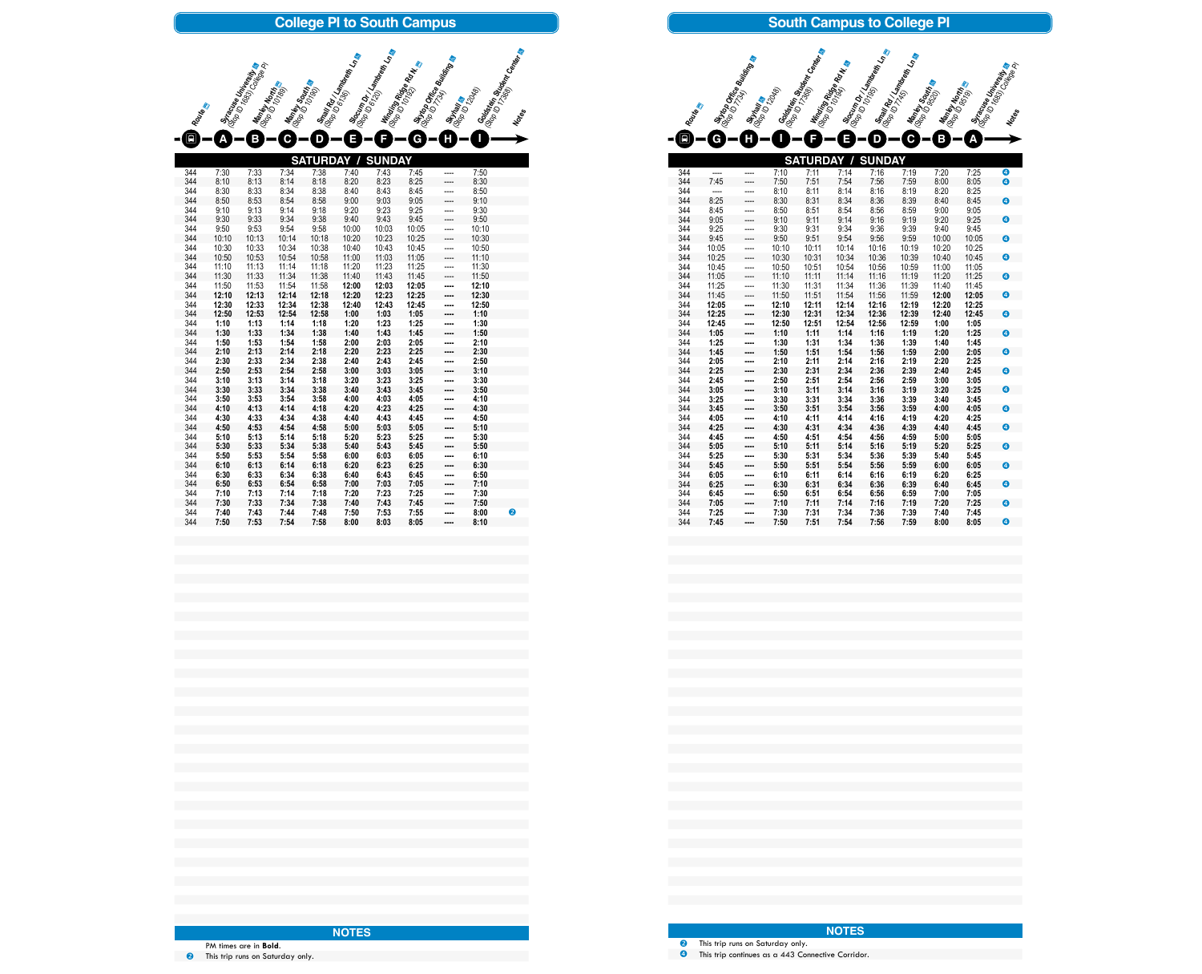## College Pl to South Campus

| Route | A: Syracuse University College Pl (Stop ID 1683) | B: Manley North (Stop ID 10189) | C: Manley South (Stop ID 10190) | D: Small Rd / Lambreth Ln (Stop ID 6136) | E: Slocum Dr / Lambreth Ln (Stop ID 6120) | F: Winding Ridge Rd N. (Stop ID 10192) | G: Skytop Office Building (Stop ID 7734) | H: Skyhall (Stop ID 12048) | I: Goldstein Student Center (Stop ID 17368) | Notes |
|---|---|---|---|---|---|---|---|---|---|---|
| **SATURDAY / SUNDAY** | | | | | | | | | | |
| 344 | 7:30 | 7:33 | 7:34 | 7:38 | 7:40 | 7:43 | 7:45 | ---- | 7:50 | |
| 344 | 8:10 | 8:13 | 8:14 | 8:18 | 8:20 | 8:23 | 8:25 | ---- | 8:30 | |
| 344 | 8:30 | 8:33 | 8:34 | 8:38 | 8:40 | 8:43 | 8:45 | ---- | 8:50 | |
| 344 | 8:50 | 8:53 | 8:54 | 8:58 | 9:00 | 9:03 | 9:05 | ---- | 9:10 | |
| 344 | 9:10 | 9:13 | 9:14 | 9:18 | 9:20 | 9:23 | 9:25 | ---- | 9:30 | |
| 344 | 9:30 | 9:33 | 9:34 | 9:38 | 9:40 | 9:43 | 9:45 | ---- | 9:50 | |
| 344 | 9:50 | 9:53 | 9:54 | 9:58 | 10:00 | 10:03 | 10:05 | ---- | 10:10 | |
| 344 | 10:10 | 10:13 | 10:14 | 10:18 | 10:20 | 10:23 | 10:25 | ---- | 10:30 | |
| 344 | 10:30 | 10:33 | 10:34 | 10:38 | 10:40 | 10:43 | 10:45 | ---- | 10:50 | |
| 344 | 10:50 | 10:53 | 10:54 | 10:58 | 11:00 | 11:03 | 11:05 | ---- | 11:10 | |
| 344 | 11:10 | 11:13 | 11:14 | 11:18 | 11:20 | 11:23 | 11:25 | ---- | 11:30 | |
| 344 | 11:30 | 11:33 | 11:34 | 11:38 | 11:40 | 11:43 | 11:45 | ---- | 11:50 | |
| 344 | 11:50 | 11:53 | 11:54 | 11:58 | **12:00** | **12:03** | **12:05** | ---- | **12:10** | |
| 344 | **12:10** | **12:13** | **12:14** | **12:18** | **12:20** | **12:23** | **12:25** | ---- | **12:30** | |
| 344 | **12:30** | **12:33** | **12:34** | **12:38** | **12:40** | **12:43** | **12:45** | ---- | **12:50** | |
| 344 | **12:50** | **12:53** | **12:54** | **12:58** | **1:00** | **1:03** | **1:05** | ---- | **1:10** | |
| 344 | **1:10** | **1:13** | **1:14** | **1:18** | **1:20** | **1:23** | **1:25** | ---- | **1:30** | |
| 344 | **1:30** | **1:33** | **1:34** | **1:38** | **1:40** | **1:43** | **1:45** | ---- | **1:50** | |
| 344 | **1:50** | **1:53** | **1:54** | **1:58** | **2:00** | **2:03** | **2:05** | ---- | **2:10** | |
| 344 | **2:10** | **2:13** | **2:14** | **2:18** | **2:20** | **2:23** | **2:25** | ---- | **2:30** | |
| 344 | **2:30** | **2:33** | **2:34** | **2:38** | **2:40** | **2:43** | **2:45** | ---- | **2:50** | |
| 344 | **2:50** | **2:53** | **2:54** | **2:58** | **3:00** | **3:03** | **3:05** | ---- | **3:10** | |
| 344 | **3:10** | **3:13** | **3:14** | **3:18** | **3:20** | **3:23** | **3:25** | ---- | **3:30** | |
| 344 | **3:30** | **3:33** | **3:34** | **3:38** | **3:40** | **3:43** | **3:45** | ---- | **3:50** | |
| 344 | **3:50** | **3:53** | **3:54** | **3:58** | **4:00** | **4:03** | **4:05** | ---- | **4:10** | |
| 344 | **4:10** | **4:13** | **4:14** | **4:18** | **4:20** | **4:23** | **4:25** | ---- | **4:30** | |
| 344 | **4:30** | **4:33** | **4:34** | **4:38** | **4:40** | **4:43** | **4:45** | ---- | **4:50** | |
| 344 | **4:50** | **4:53** | **4:54** | **4:58** | **5:00** | **5:03** | **5:05** | ---- | **5:10** | |
| 344 | **5:10** | **5:13** | **5:14** | **5:18** | **5:20** | **5:23** | **5:25** | ---- | **5:30** | |
| 344 | **5:30** | **5:33** | **5:34** | **5:38** | **5:40** | **5:43** | **5:45** | ---- | **5:50** | |
| 344 | **5:50** | **5:53** | **5:54** | **5:58** | **6:00** | **6:03** | **6:05** | ---- | **6:10** | |
| 344 | **6:10** | **6:13** | **6:14** | **6:18** | **6:20** | **6:23** | **6:25** | ---- | **6:30** | |
| 344 | **6:30** | **6:33** | **6:34** | **6:38** | **6:40** | **6:43** | **6:45** | ---- | **6:50** | |
| 344 | **6:50** | **6:53** | **6:54** | **6:58** | **7:00** | **7:03** | **7:05** | ---- | **7:10** | |
| 344 | **7:10** | **7:13** | **7:14** | **7:18** | **7:20** | **7:23** | **7:25** | ---- | **7:30** | |
| 344 | **7:30** | **7:33** | **7:34** | **7:38** | **7:40** | **7:43** | **7:45** | ---- | **7:50** | |
| 344 | **7:40** | **7:43** | **7:44** | **7:48** | **7:50** | **7:53** | **7:55** | ---- | **8:00** | 2 |
| 344 | **7:50** | **7:53** | **7:54** | **7:58** | **8:00** | **8:03** | **8:05** | ---- | **8:10** | |

### NOTES

PM times are in **Bold**.

2 This trip runs on Saturday only.

## South Campus to College Pl

| Route | G: Skytop Office Building (Stop ID 7734) | H: Skyhall (Stop ID 12048) | I: Goldstein Student Center (Stop ID 17368) | F: Winding Ridge Rd N. (Stop ID 10194) | E: Slocum Dr / Lambreth Ln (Stop ID 10195) | D: Small Rd / Lambreth Ln (Stop ID 7745) | C: Manley South (Stop ID 9520) | B: Manley North (Stop ID 9519) | A: Syracuse University College Pl (Stop ID 1683) | Notes |
|---|---|---|---|---|---|---|---|---|---|---|
| **SATURDAY / SUNDAY** | | | | | | | | | | |
| 344 | ---- | ---- | 7:10 | 7:11 | 7:14 | 7:16 | 7:19 | 7:20 | 7:25 | 4 |
| 344 | 7:45 | ---- | 7:50 | 7:51 | 7:54 | 7:56 | 7:59 | 8:00 | 8:05 | 4 |
| 344 | ---- | ---- | 8:10 | 8:11 | 8:14 | 8:16 | 8:19 | 8:20 | 8:25 | |
| 344 | 8:25 | ---- | 8:30 | 8:31 | 8:34 | 8:36 | 8:39 | 8:40 | 8:45 | 4 |
| 344 | 8:45 | ---- | 8:50 | 8:51 | 8:54 | 8:56 | 8:59 | 9:00 | 9:05 | |
| 344 | 9:05 | ---- | 9:10 | 9:11 | 9:14 | 9:16 | 9:19 | 9:20 | 9:25 | 4 |
| 344 | 9:25 | ---- | 9:30 | 9:31 | 9:34 | 9:36 | 9:39 | 9:40 | 9:45 | |
| 344 | 9:45 | ---- | 9:50 | 9:51 | 9:54 | 9:56 | 9:59 | 10:00 | 10:05 | 4 |
| 344 | 10:05 | ---- | 10:10 | 10:11 | 10:14 | 10:16 | 10:19 | 10:20 | 10:25 | |
| 344 | 10:25 | ---- | 10:30 | 10:31 | 10:34 | 10:36 | 10:39 | 10:40 | 10:45 | 4 |
| 344 | 10:45 | ---- | 10:50 | 10:51 | 10:54 | 10:56 | 10:59 | 11:00 | 11:05 | |
| 344 | 11:05 | ---- | 11:10 | 11:11 | 11:14 | 11:16 | 11:19 | 11:20 | 11:25 | 4 |
| 344 | 11:25 | ---- | 11:30 | 11:31 | 11:34 | 11:36 | 11:39 | 11:40 | 11:45 | |
| 344 | 11:45 | ---- | 11:50 | 11:51 | 11:54 | 11:56 | 11:59 | **12:00** | **12:05** | 4 |
| 344 | **12:05** | ---- | **12:10** | **12:11** | **12:14** | **12:16** | **12:19** | **12:20** | **12:25** | |
| 344 | **12:25** | ---- | **12:30** | **12:31** | **12:34** | **12:36** | **12:39** | **12:40** | **12:45** | 4 |
| 344 | **12:45** | ---- | **12:50** | **12:51** | **12:54** | **12:56** | **12:59** | **1:00** | **1:05** | |
| 344 | **1:05** | ---- | **1:10** | **1:11** | **1:14** | **1:16** | **1:19** | **1:20** | **1:25** | 4 |
| 344 | **1:25** | ---- | **1:30** | **1:31** | **1:34** | **1:36** | **1:39** | **1:40** | **1:45** | |
| 344 | **1:45** | ---- | **1:50** | **1:51** | **1:54** | **1:56** | **1:59** | **2:00** | **2:05** | 4 |
| 344 | **2:05** | ---- | **2:10** | **2:11** | **2:14** | **2:16** | **2:19** | **2:20** | **2:25** | |
| 344 | **2:25** | ---- | **2:30** | **2:31** | **2:34** | **2:36** | **2:39** | **2:40** | **2:45** | 4 |
| 344 | **2:45** | ---- | **2:50** | **2:51** | **2:54** | **2:56** | **2:59** | **3:00** | **3:05** | |
| 344 | **3:05** | ---- | **3:10** | **3:11** | **3:14** | **3:16** | **3:19** | **3:20** | **3:25** | 4 |
| 344 | **3:25** | ---- | **3:30** | **3:31** | **3:34** | **3:36** | **3:39** | **3:40** | **3:45** | |
| 344 | **3:45** | ---- | **3:50** | **3:51** | **3:54** | **3:56** | **3:59** | **4:00** | **4:05** | 4 |
| 344 | **4:05** | ---- | **4:10** | **4:11** | **4:14** | **4:16** | **4:19** | **4:20** | **4:25** | |
| 344 | **4:25** | ---- | **4:30** | **4:31** | **4:34** | **4:36** | **4:39** | **4:40** | **4:45** | 4 |
| 344 | **4:45** | ---- | **4:50** | **4:51** | **4:54** | **4:56** | **4:59** | **5:00** | **5:05** | |
| 344 | **5:05** | ---- | **5:10** | **5:11** | **5:14** | **5:16** | **5:19** | **5:20** | **5:25** | 4 |
| 344 | **5:25** | ---- | **5:30** | **5:31** | **5:34** | **5:36** | **5:39** | **5:40** | **5:45** | |
| 344 | **5:45** | ---- | **5:50** | **5:51** | **5:54** | **5:56** | **5:59** | **6:00** | **6:05** | 4 |
| 344 | **6:05** | ---- | **6:10** | **6:11** | **6:14** | **6:16** | **6:19** | **6:20** | **6:25** | |
| 344 | **6:25** | ---- | **6:30** | **6:31** | **6:34** | **6:36** | **6:39** | **6:40** | **6:45** | 4 |
| 344 | **6:45** | ---- | **6:50** | **6:51** | **6:54** | **6:56** | **6:59** | **7:00** | **7:05** | |
| 344 | **7:05** | ---- | **7:10** | **7:11** | **7:14** | **7:16** | **7:19** | **7:20** | **7:25** | 4 |
| 344 | **7:25** | ---- | **7:30** | **7:31** | **7:34** | **7:36** | **7:39** | **7:40** | **7:45** | |
| 344 | **7:45** | ---- | **7:50** | **7:51** | **7:54** | **7:56** | **7:59** | **8:00** | **8:05** | 4 |

### NOTES

2 This trip runs on Saturday only.

4 This trip continues as a 443 Connective Corridor.